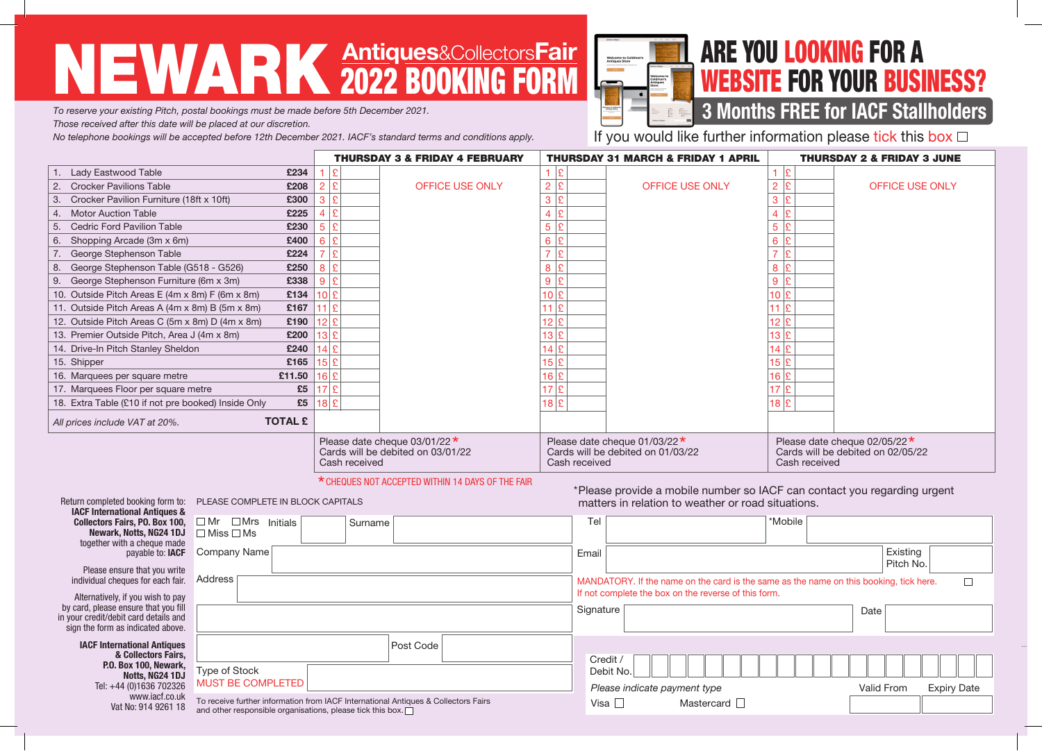# NEWARK Antiques&CollectorsFair 2022 BOOKING FORM

*To reserve your existing Pitch, postal bookings must be made before 5th December 2021.*
*Those received after this date will be placed at our discretion.*
*No telephone bookings will be accepted before 12th December 2021. IACF's standard terms and conditions apply.*

## ARE YOU LOOKING FOR A WEBSITE FOR YOUR BUSINESS?

### 3 Months FREE for IACF Stallholders

If you would like further information please tick this box ☐

| | | THURSDAY 3 & FRIDAY 4 FEBRUARY | | THURSDAY 31 MARCH & FRIDAY 1 APRIL | | THURSDAY 2 & FRIDAY 3 JUNE | |
|---|---|---|---|---|---|---|---|
| 1. Lady Eastwood Table | £234 | 1 £ | OFFICE USE ONLY | 1 £ | OFFICE USE ONLY | 1 £ | OFFICE USE ONLY |
| 2. Crocker Pavilions Table | £208 | 2 £ | | 2 £ | | 2 £ | |
| 3. Crocker Pavilion Furniture (18ft x 10ft) | £300 | 3 £ | | 3 £ | | 3 £ | |
| 4. Motor Auction Table | £225 | 4 £ | | 4 £ | | 4 £ | |
| 5. Cedric Ford Pavilion Table | £230 | 5 £ | | 5 £ | | 5 £ | |
| 6. Shopping Arcade (3m x 6m) | £400 | 6 £ | | 6 £ | | 6 £ | |
| 7. George Stephenson Table | £224 | 7 £ | | 7 £ | | 7 £ | |
| 8. George Stephenson Table (G518 - G526) | £250 | 8 £ | | 8 £ | | 8 £ | |
| 9. George Stephenson Furniture (6m x 3m) | £338 | 9 £ | | 9 £ | | 9 £ | |
| 10. Outside Pitch Areas E (4m x 8m) F (6m x 8m) | £134 | 10 £ | | 10 £ | | 10 £ | |
| 11. Outside Pitch Areas A (4m x 8m) B (5m x 8m) | £167 | 11 £ | | 11 £ | | 11 £ | |
| 12. Outside Pitch Areas C (5m x 8m) D (4m x 8m) | £190 | 12 £ | | 12 £ | | 12 £ | |
| 13. Premier Outside Pitch, Area J (4m x 8m) | £200 | 13 £ | | 13 £ | | 13 £ | |
| 14. Drive-In Pitch Stanley Sheldon | £240 | 14 £ | | 14 £ | | 14 £ | |
| 15. Shipper | £165 | 15 £ | | 15 £ | | 15 £ | |
| 16. Marquees per square metre | £11.50 | 16 £ | | 16 £ | | 16 £ | |
| 17. Marquees Floor per square metre | £5 | 17 £ | | 17 £ | | 17 £ | |
| 18. Extra Table (£10 if not pre booked) Inside Only | £5 | 18 £ | | 18 £ | | 18 £ | |
| *All prices include VAT at 20%.* | TOTAL £ | | | | | | |
| | | Please date cheque 03/01/22* Cards will be debited on 03/01/22 Cash received | | Please date cheque 01/03/22* Cards will be debited on 01/03/22 Cash received | | Please date cheque 02/05/22* Cards will be debited on 02/05/22 Cash received | |

*CHEQUES NOT ACCEPTED WITHIN 14 DAYS OF THE FAIR

Return completed booking form to: **IACF International Antiques & Collectors Fairs, PO. Box 100, Newark, Notts, NG24 1DJ** together with a cheque made payable to: **IACF**

Please ensure that you write individual cheques for each fair.

Alternatively, if you wish to pay by card, please ensure that you fill in your credit/debit card details and sign the form as indicated above.

**IACF International Antiques & Collectors Fairs, P.O. Box 100, Newark, Notts, NG24 1DJ**
Tel: +44 (0)1636 702326
www.iacf.co.uk
Vat No: 914 9261 18

PLEASE COMPLETE IN BLOCK CAPITALS

☐ Mr ☐ Mrs ☐ Miss ☐ Ms Initials ______ Surname ______

Company Name ______

Address ______

Post Code ______

Type of Stock MUST BE COMPLETED ______

To receive further information from IACF International Antiques & Collectors Fairs and other responsible organisations, please tick this box. ☐

*Please provide a mobile number so IACF can contact you regarding urgent matters in relation to weather or road situations.

Tel ______ *Mobile ______

Email ______ Existing Pitch No. ______

MANDATORY. If the name on the card is the same as the name on this booking, tick here. ☐
If not complete the box on the reverse of this form.

Signature ______ Date ______

Credit / Debit No. ______

*Please indicate payment type*

Visa ☐ Mastercard ☐

Valid From ______ Expiry Date ______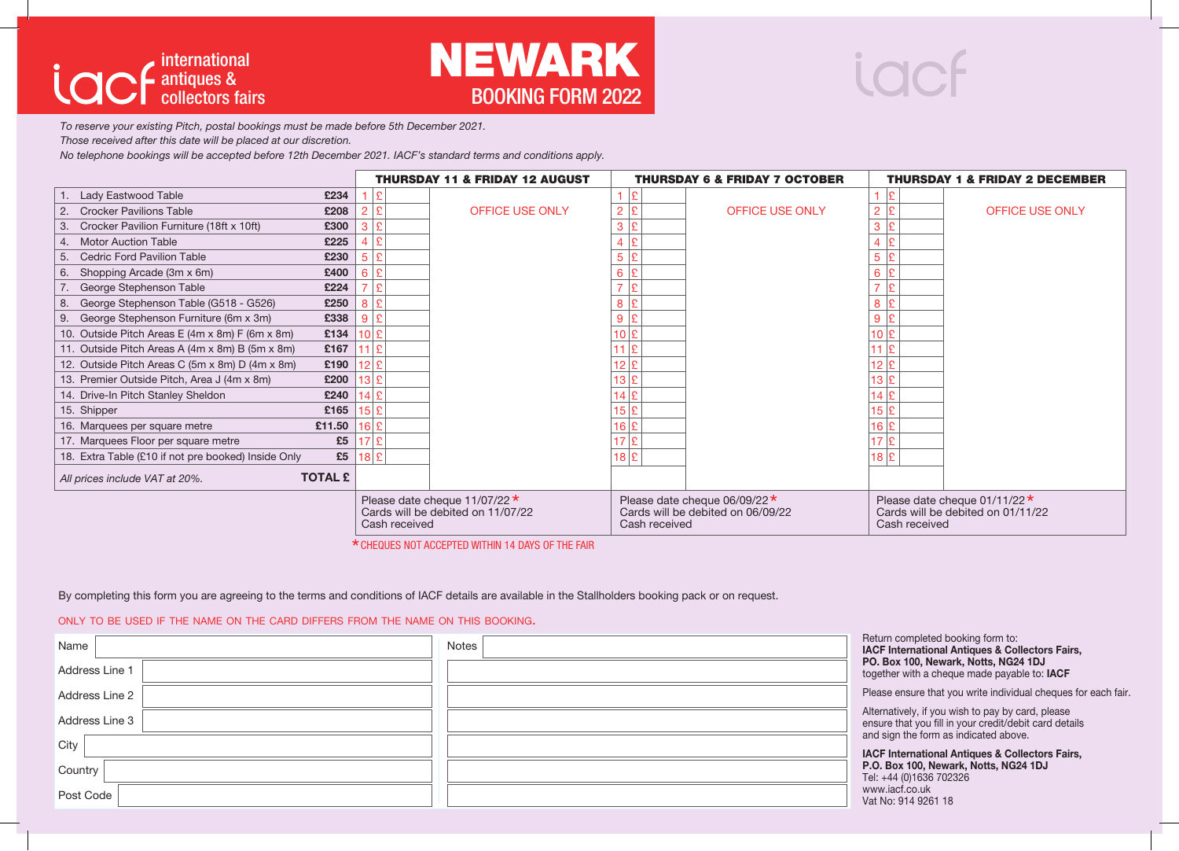# iacf international antiques & collectors fairs

# NEWARK BOOKING FORM 2022

*To reserve your existing Pitch, postal bookings must be made before 5th December 2021.*
*Those received after this date will be placed at our discretion.*
*No telephone bookings will be accepted before 12th December 2021. IACF's standard terms and conditions apply.*

| | | THURSDAY 11 & FRIDAY 12 AUGUST | | THURSDAY 6 & FRIDAY 7 OCTOBER | | THURSDAY 1 & FRIDAY 2 DECEMBER | |
|---|---|---|---|---|---|---|---|
| 1. Lady Eastwood Table | £234 | 1 £ | OFFICE USE ONLY | 1 £ | OFFICE USE ONLY | 1 £ | OFFICE USE ONLY |
| 2. Crocker Pavilions Table | £208 | 2 £ | | 2 £ | | 2 £ | |
| 3. Crocker Pavilion Furniture (18ft x 10ft) | £300 | 3 £ | | 3 £ | | 3 £ | |
| 4. Motor Auction Table | £225 | 4 £ | | 4 £ | | 4 £ | |
| 5. Cedric Ford Pavilion Table | £230 | 5 £ | | 5 £ | | 5 £ | |
| 6. Shopping Arcade (3m x 6m) | £400 | 6 £ | | 6 £ | | 6 £ | |
| 7. George Stephenson Table | £224 | 7 £ | | 7 £ | | 7 £ | |
| 8. George Stephenson Table (G518 - G526) | £250 | 8 £ | | 8 £ | | 8 £ | |
| 9. George Stephenson Furniture (6m x 3m) | £338 | 9 £ | | 9 £ | | 9 £ | |
| 10. Outside Pitch Areas E (4m x 8m) F (6m x 8m) | £134 | 10 £ | | 10 £ | | 10 £ | |
| 11. Outside Pitch Areas A (4m x 8m) B (5m x 8m) | £167 | 11 £ | | 11 £ | | 11 £ | |
| 12. Outside Pitch Areas C (5m x 8m) D (4m x 8m) | £190 | 12 £ | | 12 £ | | 12 £ | |
| 13. Premier Outside Pitch, Area J (4m x 8m) | £200 | 13 £ | | 13 £ | | 13 £ | |
| 14. Drive-In Pitch Stanley Sheldon | £240 | 14 £ | | 14 £ | | 14 £ | |
| 15. Shipper | £165 | 15 £ | | 15 £ | | 15 £ | |
| 16. Marquees per square metre | £11.50 | 16 £ | | 16 £ | | 16 £ | |
| 17. Marquees Floor per square metre | £5 | 17 £ | | 17 £ | | 17 £ | |
| 18. Extra Table (£10 if not pre booked) Inside Only | £5 | 18 £ | | 18 £ | | 18 £ | |
| *All prices include VAT at 20%.* | TOTAL £ | | | | | | |
| | | Please date cheque 11/07/22 * Cards will be debited on 11/07/22 Cash received | | Please date cheque 06/09/22 * Cards will be debited on 06/09/22 Cash received | | Please date cheque 01/11/22 * Cards will be debited on 01/11/22 Cash received | |

* CHEQUES NOT ACCEPTED WITHIN 14 DAYS OF THE FAIR

By completing this form you are agreeing to the terms and conditions of IACF details are available in the Stallholders booking pack or on request.

ONLY TO BE USED IF THE NAME ON THE CARD DIFFERS FROM THE NAME ON THIS BOOKING.

| | |
|---|---|
| Name | Notes |
| Address Line 1 | |
| Address Line 2 | |
| Address Line 3 | |
| City | |
| Country | |
| Post Code | |

Return completed booking form to:
**IACF International Antiques & Collectors Fairs, PO. Box 100, Newark, Notts, NG24 1DJ**
together with a cheque made payable to: **IACF**

Please ensure that you write individual cheques for each fair.

Alternatively, if you wish to pay by card, please ensure that you fill in your credit/debit card details and sign the form as indicated above.

**IACF International Antiques & Collectors Fairs, P.O. Box 100, Newark, Notts, NG24 1DJ**
Tel: +44 (0)1636 702326
www.iacf.co.uk
Vat No: 914 9261 18